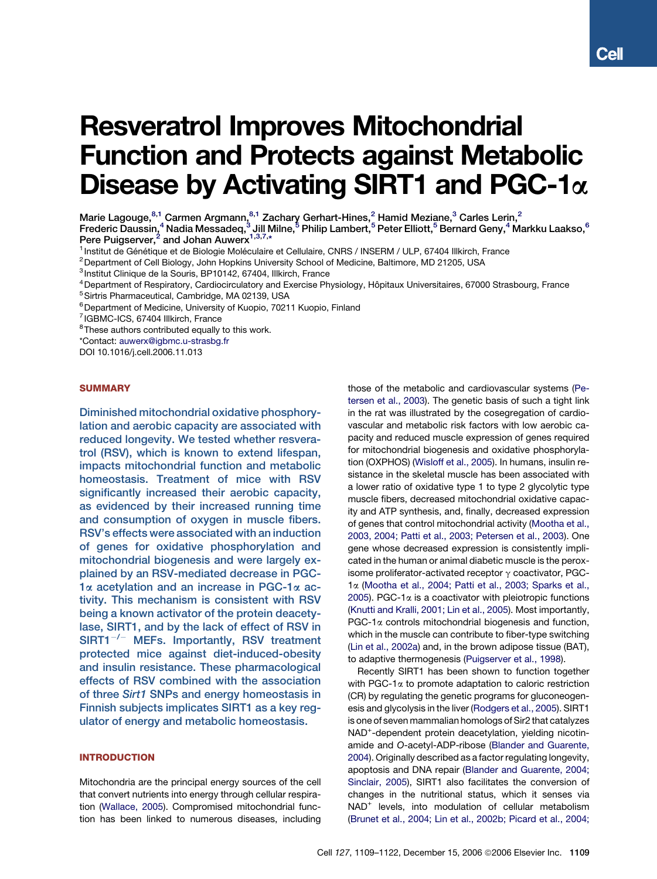# Resveratrol Improves Mitochondrial Function and Protects against Metabolic Disease by Activating SIRT1 and PGC-1α

Marie Lagouge,[8,1] Carmen Argmann,[8,1] Zachary Gerhart-Hines,[2] Hamid Meziane,[3] Carles Lerin,[2] Frederic Daussin,[4] Nadia Messadeq,[3] Jill Milne,[5] Philip Lambert,[5] Peter Elliott,[5] Bernard Geny,[4] Markku Laakso,[6] Pere Puigserver,[2] and Johan Auwerx[1,3,7,*]

[1] Institut de Génétique et de Biologie Moléculaire et Cellulaire, CNRS / INSERM / ULP, 67404 Illkirch, France
[2] Department of Cell Biology, John Hopkins University School of Medicine, Baltimore, MD 21205, USA
[3] Institut Clinique de la Souris, BP10142, 67404, Illkirch, France
[4] Department of Respiratory, Cardiocirculatory and Exercise Physiology, Hôpitaux Universitaires, 67000 Strasbourg, France
[5] Sirtris Pharmaceutical, Cambridge, MA 02139, USA
[6] Department of Medicine, University of Kuopio, 70211 Kuopio, Finland
[7] IGBMC-ICS, 67404 Illkirch, France
[8] These authors contributed equally to this work.
*Contact: auwerx@igbmc.u-strasbg.fr
DOI 10.1016/j.cell.2006.11.013

## SUMMARY

Diminished mitochondrial oxidative phosphorylation and aerobic capacity are associated with reduced longevity. We tested whether resveratrol (RSV), which is known to extend lifespan, impacts mitochondrial function and metabolic homeostasis. Treatment of mice with RSV significantly increased their aerobic capacity, as evidenced by their increased running time and consumption of oxygen in muscle fibers. RSV's effects were associated with an induction of genes for oxidative phosphorylation and mitochondrial biogenesis and were largely explained by an RSV-mediated decrease in PGC-1α acetylation and an increase in PGC-1α activity. This mechanism is consistent with RSV being a known activator of the protein deacetylase, SIRT1, and by the lack of effect of RSV in SIRT1$^{-/-}$ MEFs. Importantly, RSV treatment protected mice against diet-induced-obesity and insulin resistance. These pharmacological effects of RSV combined with the association of three *Sirt1* SNPs and energy homeostasis in Finnish subjects implicates SIRT1 as a key regulator of energy and metabolic homeostasis.

## INTRODUCTION

Mitochondria are the principal energy sources of the cell that convert nutrients into energy through cellular respiration (Wallace, 2005). Compromised mitochondrial function has been linked to numerous diseases, including those of the metabolic and cardiovascular systems (Petersen et al., 2003). The genetic basis of such a tight link in the rat was illustrated by the cosegregation of cardiovascular and metabolic risk factors with low aerobic capacity and reduced muscle expression of genes required for mitochondrial biogenesis and oxidative phosphorylation (OXPHOS) (Wisloff et al., 2005). In humans, insulin resistance in the skeletal muscle has been associated with a lower ratio of oxidative type 1 to type 2 glycolytic type muscle fibers, decreased mitochondrial oxidative capacity and ATP synthesis, and, finally, decreased expression of genes that control mitochondrial activity (Mootha et al., 2003, 2004; Patti et al., 2003; Petersen et al., 2003). One gene whose decreased expression is consistently implicated in the human or animal diabetic muscle is the peroxisome proliferator-activated receptor γ coactivator, PGC-1α (Mootha et al., 2004; Patti et al., 2003; Sparks et al., 2005). PGC-1α is a coactivator with pleiotropic functions (Knutti and Kralli, 2001; Lin et al., 2005). Most importantly, PGC-1α controls mitochondrial biogenesis and function, which in the muscle can contribute to fiber-type switching (Lin et al., 2002a) and, in the brown adipose tissue (BAT), to adaptive thermogenesis (Puigserver et al., 1998).

Recently SIRT1 has been shown to function together with PGC-1α to promote adaptation to caloric restriction (CR) by regulating the genetic programs for gluconeogenesis and glycolysis in the liver (Rodgers et al., 2005). SIRT1 is one of seven mammalian homologs of Sir2 that catalyzes NAD$^{+}$-dependent protein deacetylation, yielding nicotinamide and *O*-acetyl-ADP-ribose (Blander and Guarente, 2004). Originally described as a factor regulating longevity, apoptosis and DNA repair (Blander and Guarente, 2004; Sinclair, 2005), SIRT1 also facilitates the conversion of changes in the nutritional status, which it senses via NAD$^{+}$ levels, into modulation of cellular metabolism (Brunet et al., 2004; Lin et al., 2002b; Picard et al., 2004;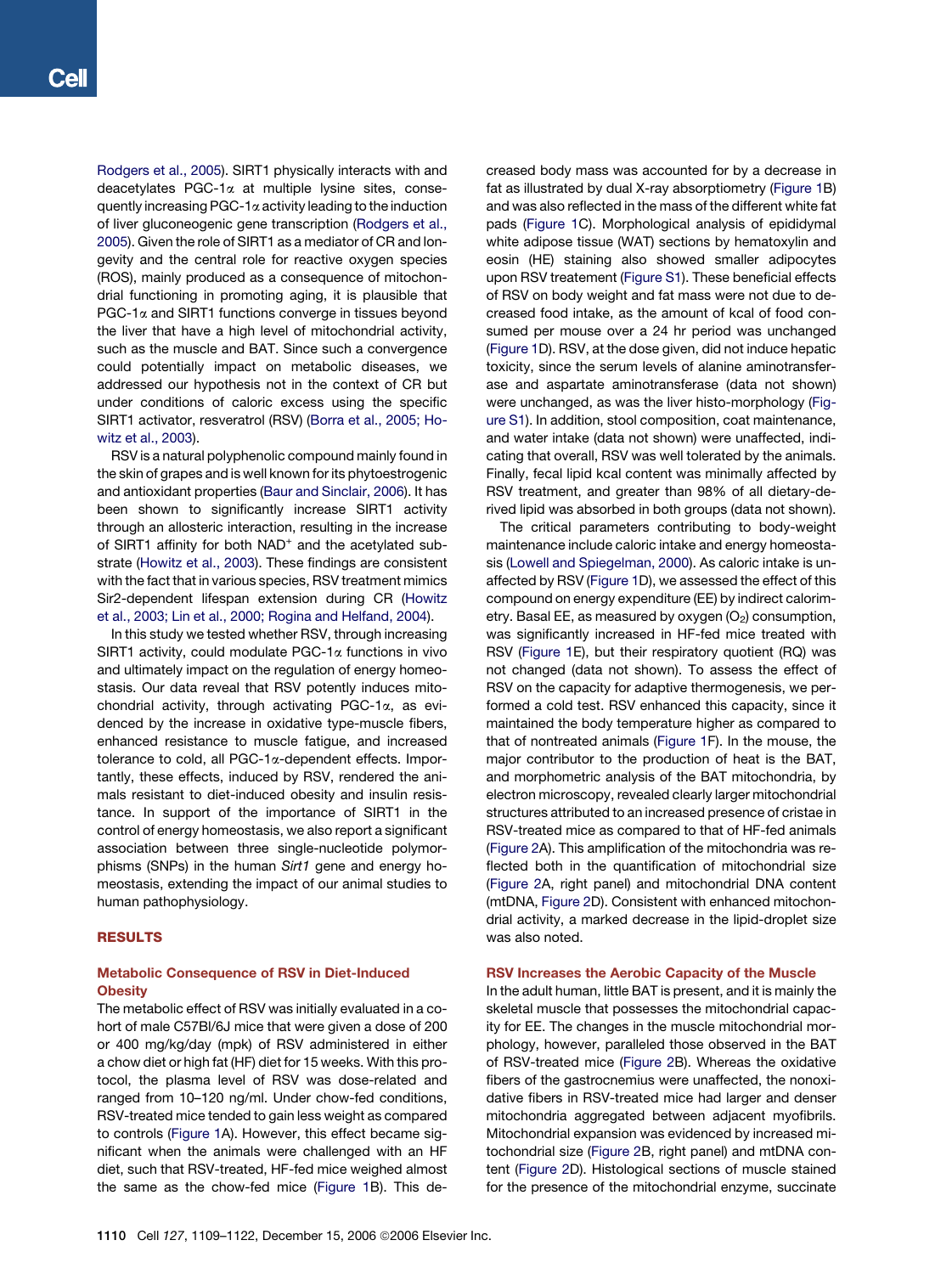Rodgers et al., 2005). SIRT1 physically interacts with and deacetylates PGC-1α at multiple lysine sites, consequently increasing PGC-1α activity leading to the induction of liver gluconeogenic gene transcription (Rodgers et al., 2005). Given the role of SIRT1 as a mediator of CR and longevity and the central role for reactive oxygen species (ROS), mainly produced as a consequence of mitochondrial functioning in promoting aging, it is plausible that PGC-1α and SIRT1 functions converge in tissues beyond the liver that have a high level of mitochondrial activity, such as the muscle and BAT. Since such a convergence could potentially impact on metabolic diseases, we addressed our hypothesis not in the context of CR but under conditions of caloric excess using the specific SIRT1 activator, resveratrol (RSV) (Borra et al., 2005; Howitz et al., 2003).

RSV is a natural polyphenolic compound mainly found in the skin of grapes and is well known for its phytoestrogenic and antioxidant properties (Baur and Sinclair, 2006). It has been shown to significantly increase SIRT1 activity through an allosteric interaction, resulting in the increase of SIRT1 affinity for both $NAD^+$ and the acetylated substrate (Howitz et al., 2003). These findings are consistent with the fact that in various species, RSV treatment mimics Sir2-dependent lifespan extension during CR (Howitz et al., 2003; Lin et al., 2000; Rogina and Helfand, 2004).

In this study we tested whether RSV, through increasing SIRT1 activity, could modulate PGC-1α functions in vivo and ultimately impact on the regulation of energy homeostasis. Our data reveal that RSV potently induces mitochondrial activity, through activating PGC-1α, as evidenced by the increase in oxidative type-muscle fibers, enhanced resistance to muscle fatigue, and increased tolerance to cold, all PGC-1α-dependent effects. Importantly, these effects, induced by RSV, rendered the animals resistant to diet-induced obesity and insulin resistance. In support of the importance of SIRT1 in the control of energy homeostasis, we also report a significant association between three single-nucleotide polymorphisms (SNPs) in the human *Sirt1* gene and energy homeostasis, extending the impact of our animal studies to human pathophysiology.

## RESULTS

### Metabolic Consequence of RSV in Diet-Induced Obesity

The metabolic effect of RSV was initially evaluated in a cohort of male C57Bl/6J mice that were given a dose of 200 or 400 mg/kg/day (mpk) of RSV administered in either a chow diet or high fat (HF) diet for 15 weeks. With this protocol, the plasma level of RSV was dose-related and ranged from 10–120 ng/ml. Under chow-fed conditions, RSV-treated mice tended to gain less weight as compared to controls (Figure 1A). However, this effect became significant when the animals were challenged with an HF diet, such that RSV-treated, HF-fed mice weighed almost the same as the chow-fed mice (Figure 1B). This decreased body mass was accounted for by a decrease in fat as illustrated by dual X-ray absorptiometry (Figure 1B) and was also reflected in the mass of the different white fat pads (Figure 1C). Morphological analysis of epididymal white adipose tissue (WAT) sections by hematoxylin and eosin (HE) staining also showed smaller adipocytes upon RSV treatement (Figure S1). These beneficial effects of RSV on body weight and fat mass were not due to decreased food intake, as the amount of kcal of food consumed per mouse over a 24 hr period was unchanged (Figure 1D). RSV, at the dose given, did not induce hepatic toxicity, since the serum levels of alanine aminotransferase and aspartate aminotransferase (data not shown) were unchanged, as was the liver histo-morphology (Figure S1). In addition, stool composition, coat maintenance, and water intake (data not shown) were unaffected, indicating that overall, RSV was well tolerated by the animals. Finally, fecal lipid kcal content was minimally affected by RSV treatment, and greater than 98% of all dietary-derived lipid was absorbed in both groups (data not shown).

The critical parameters contributing to body-weight maintenance include caloric intake and energy homeostasis (Lowell and Spiegelman, 2000). As caloric intake is unaffected by RSV (Figure 1D), we assessed the effect of this compound on energy expenditure (EE) by indirect calorimetry. Basal EE, as measured by oxygen ($O_2$) consumption, was significantly increased in HF-fed mice treated with RSV (Figure 1E), but their respiratory quotient (RQ) was not changed (data not shown). To assess the effect of RSV on the capacity for adaptive thermogenesis, we performed a cold test. RSV enhanced this capacity, since it maintained the body temperature higher as compared to that of nontreated animals (Figure 1F). In the mouse, the major contributor to the production of heat is the BAT, and morphometric analysis of the BAT mitochondria, by electron microscopy, revealed clearly larger mitochondrial structures attributed to an increased presence of cristae in RSV-treated mice as compared to that of HF-fed animals (Figure 2A). This amplification of the mitochondria was reflected both in the quantification of mitochondrial size (Figure 2A, right panel) and mitochondrial DNA content (mtDNA, Figure 2D). Consistent with enhanced mitochondrial activity, a marked decrease in the lipid-droplet size was also noted.

### RSV Increases the Aerobic Capacity of the Muscle

In the adult human, little BAT is present, and it is mainly the skeletal muscle that possesses the mitochondrial capacity for EE. The changes in the muscle mitochondrial morphology, however, paralleled those observed in the BAT of RSV-treated mice (Figure 2B). Whereas the oxidative fibers of the gastrocnemius were unaffected, the nonoxidative fibers in RSV-treated mice had larger and denser mitochondria aggregated between adjacent myofibrils. Mitochondrial expansion was evidenced by increased mitochondrial size (Figure 2B, right panel) and mtDNA content (Figure 2D). Histological sections of muscle stained for the presence of the mitochondrial enzyme, succinate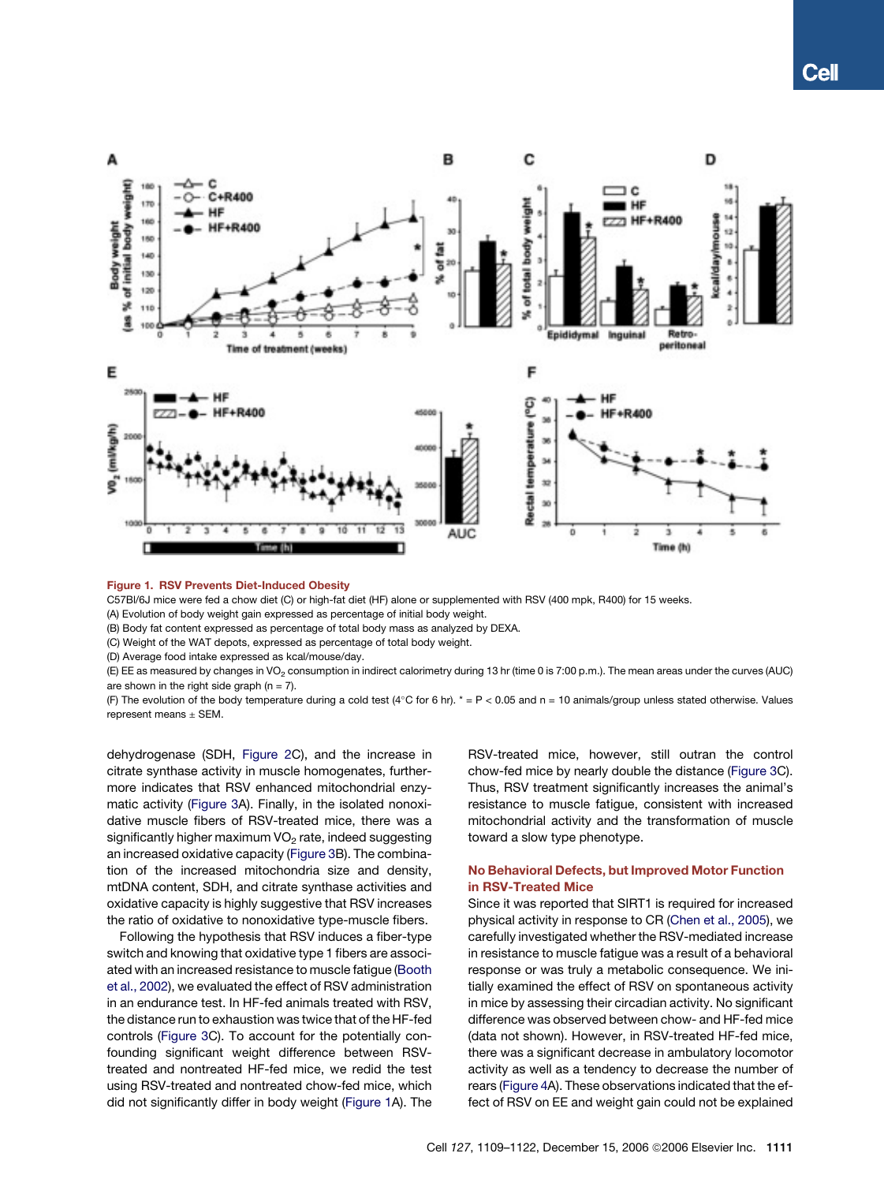**Figure 1. RSV Prevents Diet-Induced Obesity**

C57Bl/6J mice were fed a chow diet (C) or high-fat diet (HF) alone or supplemented with RSV (400 mpk, R400) for 15 weeks.

(A) Evolution of body weight gain expressed as percentage of initial body weight.

(B) Body fat content expressed as percentage of total body mass as analyzed by DEXA.

(C) Weight of the WAT depots, expressed as percentage of total body weight.

(D) Average food intake expressed as kcal/mouse/day.

(E) EE as measured by changes in $VO_2$ consumption in indirect calorimetry during 13 hr (time 0 is 7:00 p.m.). The mean areas under the curves (AUC) are shown in the right side graph (n = 7).

(F) The evolution of the body temperature during a cold test (4°C for 6 hr). * = P < 0.05 and n = 10 animals/group unless stated otherwise. Values represent means ± SEM.

dehydrogenase (SDH, Figure 2C), and the increase in citrate synthase activity in muscle homogenates, furthermore indicates that RSV enhanced mitochondrial enzymatic activity (Figure 3A). Finally, in the isolated nonoxidative muscle fibers of RSV-treated mice, there was a significantly higher maximum $VO_2$ rate, indeed suggesting an increased oxidative capacity (Figure 3B). The combination of the increased mitochondria size and density, mtDNA content, SDH, and citrate synthase activities and oxidative capacity is highly suggestive that RSV increases the ratio of oxidative to nonoxidative type-muscle fibers.

Following the hypothesis that RSV induces a fiber-type switch and knowing that oxidative type 1 fibers are associated with an increased resistance to muscle fatigue (Booth et al., 2002), we evaluated the effect of RSV administration in an endurance test. In HF-fed animals treated with RSV, the distance run to exhaustion was twice that of the HF-fed controls (Figure 3C). To account for the potentially confounding significant weight difference between RSV-treated and nontreated HF-fed mice, we redid the test using RSV-treated and nontreated chow-fed mice, which did not significantly differ in body weight (Figure 1A). The RSV-treated mice, however, still outran the control chow-fed mice by nearly double the distance (Figure 3C). Thus, RSV treatment significantly increases the animal's resistance to muscle fatigue, consistent with increased mitochondrial activity and the transformation of muscle toward a slow type phenotype.

## No Behavioral Defects, but Improved Motor Function in RSV-Treated Mice

Since it was reported that SIRT1 is required for increased physical activity in response to CR (Chen et al., 2005), we carefully investigated whether the RSV-mediated increase in resistance to muscle fatigue was a result of a behavioral response or was truly a metabolic consequence. We initially examined the effect of RSV on spontaneous activity in mice by assessing their circadian activity. No significant difference was observed between chow- and HF-fed mice (data not shown). However, in RSV-treated HF-fed mice, there was a significant decrease in ambulatory locomotor activity as well as a tendency to decrease the number of rears (Figure 4A). These observations indicated that the effect of RSV on EE and weight gain could not be explained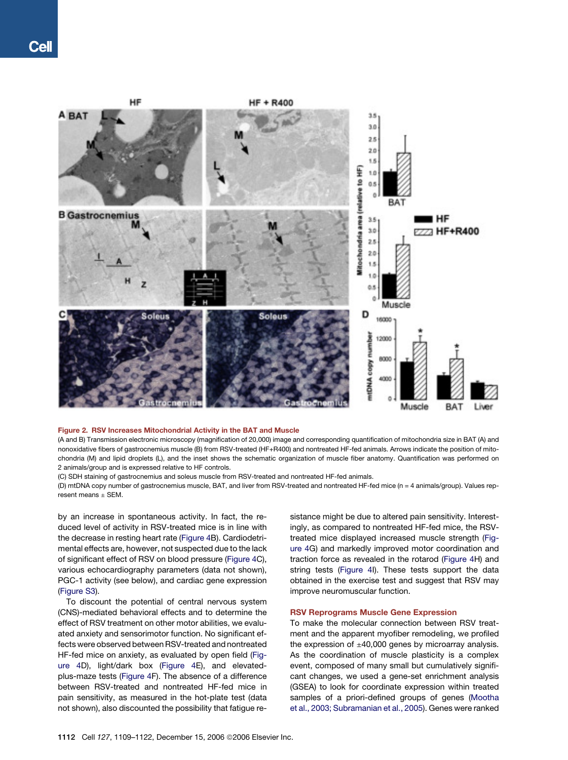Figure 2. RSV Increases Mitochondrial Activity in the BAT and Muscle

(A and B) Transmission electronic microscopy (magnification of 20,000) image and corresponding quantification of mitochondria size in BAT (A) and nonoxidative fibers of gastrocnemius muscle (B) from RSV-treated (HF+R400) and nontreated HF-fed animals. Arrows indicate the position of mitochondria (M) and lipid droplets (L), and the inset shows the schematic organization of muscle fiber anatomy. Quantification was performed on 2 animals/group and is expressed relative to HF controls.

(C) SDH staining of gastrocnemius and soleus muscle from RSV-treated and nontreated HF-fed animals.

(D) mtDNA copy number of gastrocnemius muscle, BAT, and liver from RSV-treated and nontreated HF-fed mice (n = 4 animals/group). Values represent means ± SEM.

by an increase in spontaneous activity. In fact, the reduced level of activity in RSV-treated mice is in line with the decrease in resting heart rate (Figure 4B). Cardiodetrimental effects are, however, not suspected due to the lack of significant effect of RSV on blood pressure (Figure 4C), various echocardiography parameters (data not shown), PGC-1 activity (see below), and cardiac gene expression (Figure S3).

To discount the potential of central nervous system (CNS)-mediated behavioral effects and to determine the effect of RSV treatment on other motor abilities, we evaluated anxiety and sensorimotor function. No significant effects were observed between RSV-treated and nontreated HF-fed mice on anxiety, as evaluated by open field (Figure 4D), light/dark box (Figure 4E), and elevated-plus-maze tests (Figure 4F). The absence of a difference between RSV-treated and nontreated HF-fed mice in pain sensitivity, as measured in the hot-plate test (data not shown), also discounted the possibility that fatigue resistance might be due to altered pain sensitivity. Interestingly, as compared to nontreated HF-fed mice, the RSV-treated mice displayed increased muscle strength (Figure 4G) and markedly improved motor coordination and traction force as revealed in the rotarod (Figure 4H) and string tests (Figure 4I). These tests support the data obtained in the exercise test and suggest that RSV may improve neuromuscular function.

## RSV Reprograms Muscle Gene Expression

To make the molecular connection between RSV treatment and the apparent myofiber remodeling, we profiled the expression of ±40,000 genes by microarray analysis. As the coordination of muscle plasticity is a complex event, composed of many small but cumulatively significant changes, we used a gene-set enrichment analysis (GSEA) to look for coordinate expression within treated samples of a priori-defined groups of genes (Mootha et al., 2003; Subramanian et al., 2005). Genes were ranked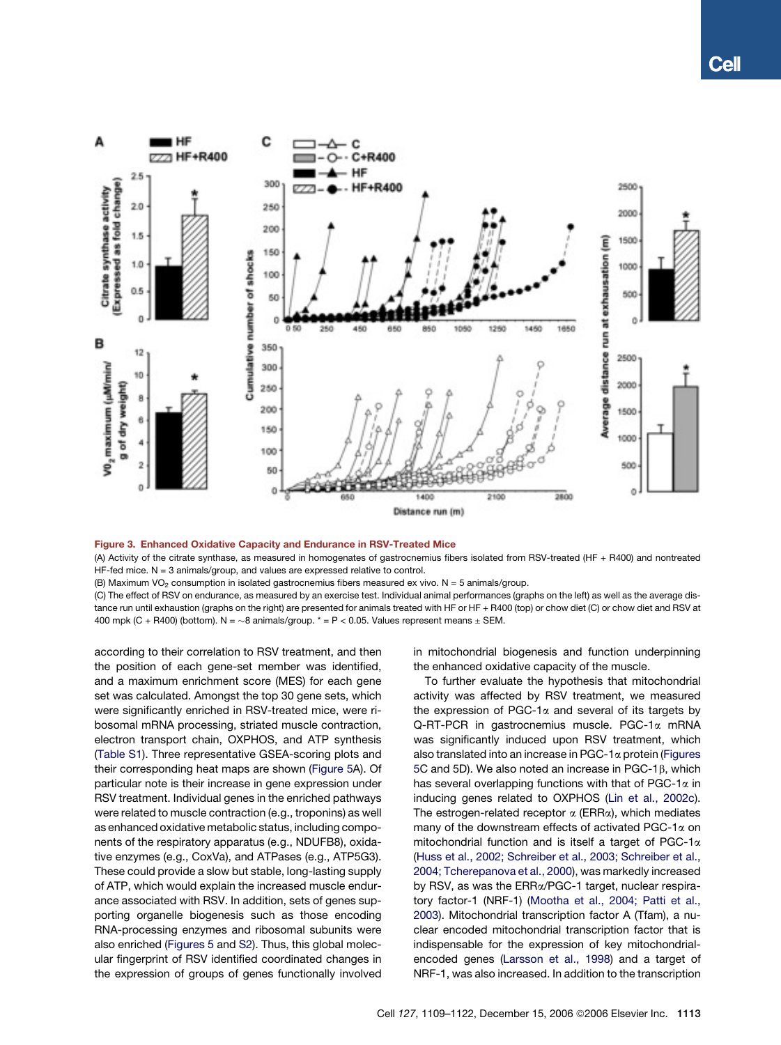**Figure 3. Enhanced Oxidative Capacity and Endurance in RSV-Treated Mice**

(A) Activity of the citrate synthase, as measured in homogenates of gastrocnemius fibers isolated from RSV-treated (HF + R400) and nontreated HF-fed mice. N = 3 animals/group, and values are expressed relative to control.

(B) Maximum $VO_2$ consumption in isolated gastrocnemius fibers measured ex vivo. N = 5 animals/group.

(C) The effect of RSV on endurance, as measured by an exercise test. Individual animal performances (graphs on the left) as well as the average distance run until exhaustion (graphs on the right) are presented for animals treated with HF or HF + R400 (top) or chow diet (C) or chow diet and RSV at 400 mpk (C + R400) (bottom). N = ~8 animals/group. * = $P < 0.05$. Values represent means ± SEM.

according to their correlation to RSV treatment, and then the position of each gene-set member was identified, and a maximum enrichment score (MES) for each gene set was calculated. Amongst the top 30 gene sets, which were significantly enriched in RSV-treated mice, were ribosomal mRNA processing, striated muscle contraction, electron transport chain, OXPHOS, and ATP synthesis (Table S1). Three representative GSEA-scoring plots and their corresponding heat maps are shown (Figure 5A). Of particular note is their increase in gene expression under RSV treatment. Individual genes in the enriched pathways were related to muscle contraction (e.g., troponins) as well as enhanced oxidative metabolic status, including components of the respiratory apparatus (e.g., NDUFB8), oxidative enzymes (e.g., CoxVa), and ATPases (e.g., ATP5G3). These could provide a slow but stable, long-lasting supply of ATP, which would explain the increased muscle endurance associated with RSV. In addition, sets of genes supporting organelle biogenesis such as those encoding RNA-processing enzymes and ribosomal subunits were also enriched (Figures 5 and S2). Thus, this global molecular fingerprint of RSV identified coordinated changes in the expression of groups of genes functionally involved in mitochondrial biogenesis and function underpinning the enhanced oxidative capacity of the muscle.

To further evaluate the hypothesis that mitochondrial activity was affected by RSV treatment, we measured the expression of PGC-1α and several of its targets by Q-RT-PCR in gastrocnemius muscle. PGC-1α mRNA was significantly induced upon RSV treatment, which also translated into an increase in PGC-1α protein (Figures 5C and 5D). We also noted an increase in PGC-1β, which has several overlapping functions with that of PGC-1α in inducing genes related to OXPHOS (Lin et al., 2002c). The estrogen-related receptor α (ERRα), which mediates many of the downstream effects of activated PGC-1α on mitochondrial function and is itself a target of PGC-1α (Huss et al., 2002; Schreiber et al., 2003; Schreiber et al., 2004; Tcherepanova et al., 2000), was markedly increased by RSV, as was the ERRα/PGC-1 target, nuclear respiratory factor-1 (NRF-1) (Mootha et al., 2004; Patti et al., 2003). Mitochondrial transcription factor A (Tfam), a nuclear encoded mitochondrial transcription factor that is indispensable for the expression of key mitochondrial-encoded genes (Larsson et al., 1998) and a target of NRF-1, was also increased. In addition to the transcription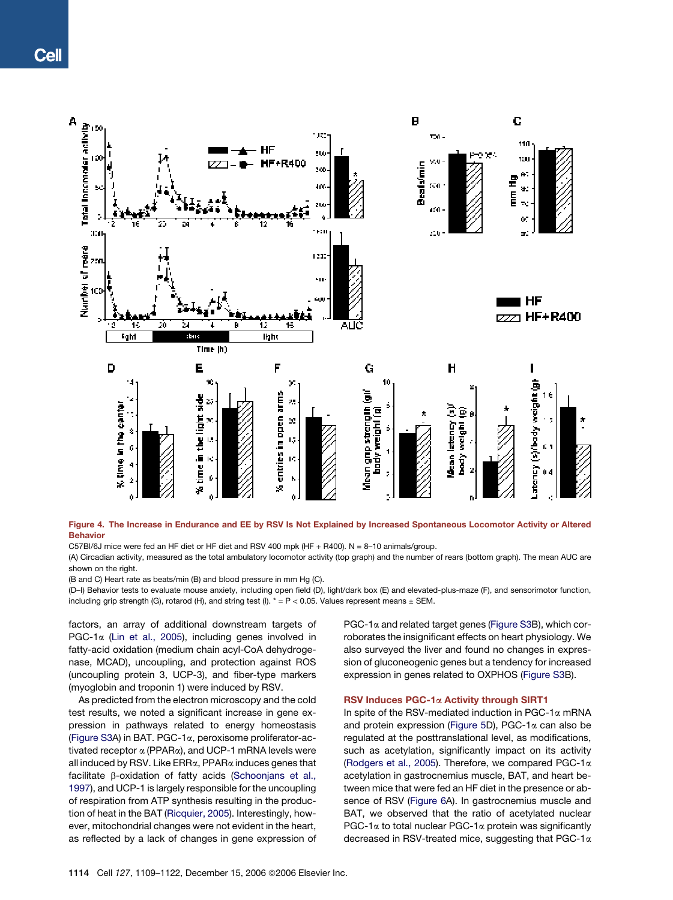**Figure 4. The Increase in Endurance and EE by RSV Is Not Explained by Increased Spontaneous Locomotor Activity or Altered Behavior**

C57Bl/6J mice were fed an HF diet or HF diet and RSV 400 mpk (HF + R400). N = 8–10 animals/group.

(A) Circadian activity, measured as the total ambulatory locomotor activity (top graph) and the number of rears (bottom graph). The mean AUC are shown on the right.

(B and C) Heart rate as beats/min (B) and blood pressure in mm Hg (C).

(D–I) Behavior tests to evaluate mouse anxiety, including open field (D), light/dark box (E) and elevated-plus-maze (F), and sensorimotor function, including grip strength (G), rotarod (H), and string test (I). * = P < 0.05. Values represent means ± SEM.

factors, an array of additional downstream targets of PGC-1α (Lin et al., 2005), including genes involved in fatty-acid oxidation (medium chain acyl-CoA dehydrogenase, MCAD), uncoupling, and protection against ROS (uncoupling protein 3, UCP-3), and fiber-type markers (myoglobin and troponin 1) were induced by RSV.

As predicted from the electron microscopy and the cold test results, we noted a significant increase in gene expression in pathways related to energy homeostasis (Figure S3A) in BAT. PGC-1α, peroxisome proliferator-activated receptor α (PPARα), and UCP-1 mRNA levels were all induced by RSV. Like ERRα, PPARα induces genes that facilitate β-oxidation of fatty acids (Schoonjans et al., 1997), and UCP-1 is largely responsible for the uncoupling of respiration from ATP synthesis resulting in the production of heat in the BAT (Ricquier, 2005). Interestingly, however, mitochondrial changes were not evident in the heart, as reflected by a lack of changes in gene expression of PGC-1α and related target genes (Figure S3B), which corroborates the insignificant effects on heart physiology. We also surveyed the liver and found no changes in expression of gluconeogenic genes but a tendency for increased expression in genes related to OXPHOS (Figure S3B).

### RSV Induces PGC-1α Activity through SIRT1

In spite of the RSV-mediated induction in PGC-1α mRNA and protein expression (Figure 5D), PGC-1α can also be regulated at the posttranslational level, as modifications, such as acetylation, significantly impact on its activity (Rodgers et al., 2005). Therefore, we compared PGC-1α acetylation in gastrocnemius muscle, BAT, and heart between mice that were fed an HF diet in the presence or absence of RSV (Figure 6A). In gastrocnemius muscle and BAT, we observed that the ratio of acetylated nuclear PGC-1α to total nuclear PGC-1α protein was significantly decreased in RSV-treated mice, suggesting that PGC-1α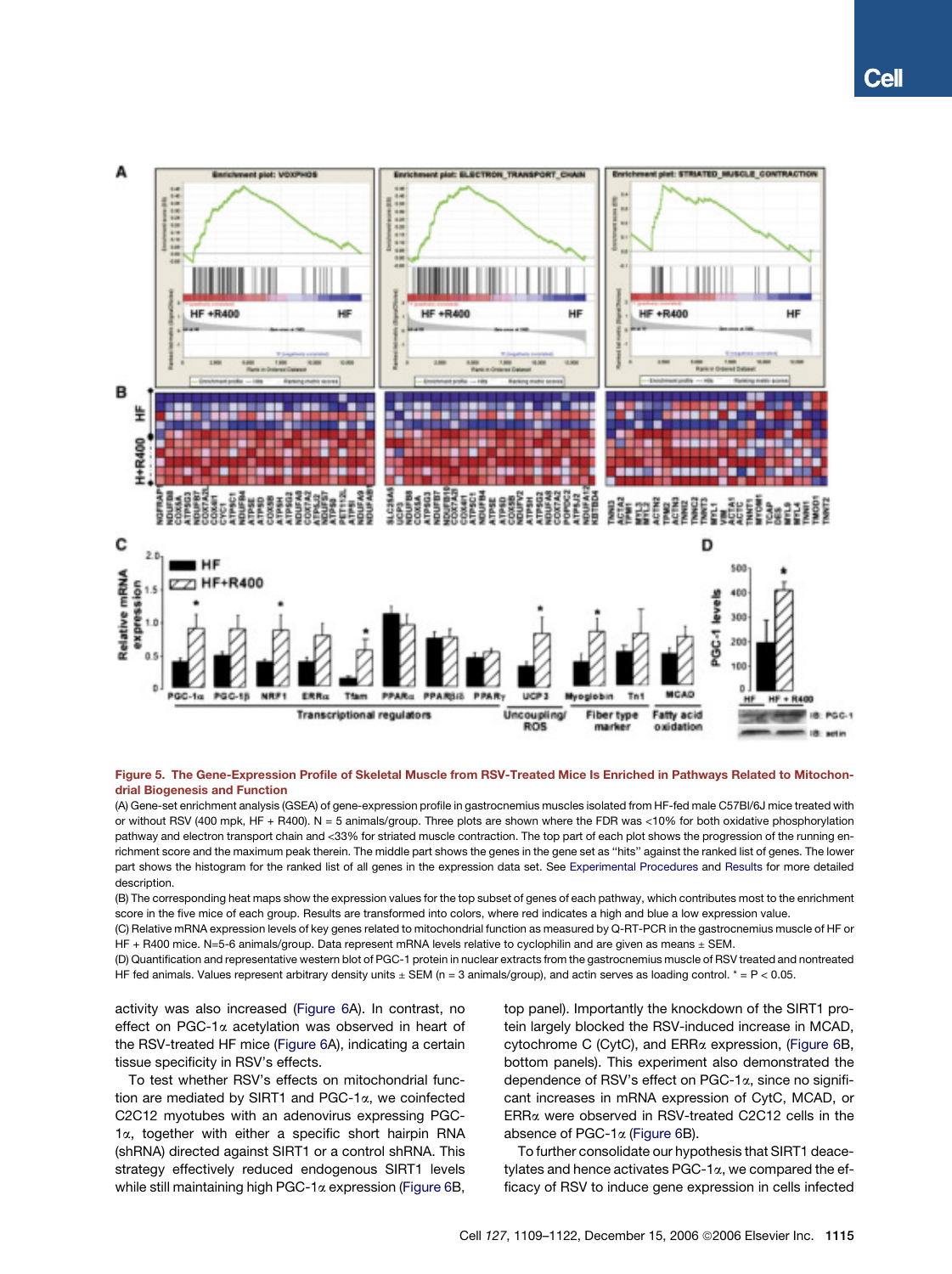**Figure 5. The Gene-Expression Profile of Skeletal Muscle from RSV-Treated Mice Is Enriched in Pathways Related to Mitochondrial Biogenesis and Function**

(A) Gene-set enrichment analysis (GSEA) of gene-expression profile in gastrocnemius muscles isolated from HF-fed male C57Bl/6J mice treated with or without RSV (400 mpk, HF + R400). N = 5 animals/group. Three plots are shown where the FDR was <10% for both oxidative phosphorylation pathway and electron transport chain and <33% for striated muscle contraction. The top part of each plot shows the progression of the running enrichment score and the maximum peak therein. The middle part shows the genes in the gene set as "hits" against the ranked list of genes. The lower part shows the histogram for the ranked list of all genes in the expression data set. See Experimental Procedures and Results for more detailed description.

(B) The corresponding heat maps show the expression values for the top subset of genes of each pathway, which contributes most to the enrichment score in the five mice of each group. Results are transformed into colors, where red indicates a high and blue a low expression value.

(C) Relative mRNA expression levels of key genes related to mitochondrial function as measured by Q-RT-PCR in the gastrocnemius muscle of HF or HF + R400 mice. N=5-6 animals/group. Data represent mRNA levels relative to cyclophilin and are given as means ± SEM.

(D) Quantification and representative western blot of PGC-1 protein in nuclear extracts from the gastrocnemius muscle of RSV treated and nontreated HF fed animals. Values represent arbitrary density units ± SEM (n = 3 animals/group), and actin serves as loading control. * = P < 0.05.

activity was also increased (Figure 6A). In contrast, no effect on PGC-1α acetylation was observed in heart of the RSV-treated HF mice (Figure 6A), indicating a certain tissue specificity in RSV's effects.

To test whether RSV's effects on mitochondrial function are mediated by SIRT1 and PGC-1α, we coinfected C2C12 myotubes with an adenovirus expressing PGC-1α, together with either a specific short hairpin RNA (shRNA) directed against SIRT1 or a control shRNA. This strategy effectively reduced endogenous SIRT1 levels while still maintaining high PGC-1α expression (Figure 6B, top panel). Importantly the knockdown of the SIRT1 protein largely blocked the RSV-induced increase in MCAD, cytochrome C (CytC), and ERRα expression, (Figure 6B, bottom panels). This experiment also demonstrated the dependence of RSV's effect on PGC-1α, since no significant increases in mRNA expression of CytC, MCAD, or ERRα were observed in RSV-treated C2C12 cells in the absence of PGC-1α (Figure 6B).

To further consolidate our hypothesis that SIRT1 deacetylates and hence activates PGC-1α, we compared the efficacy of RSV to induce gene expression in cells infected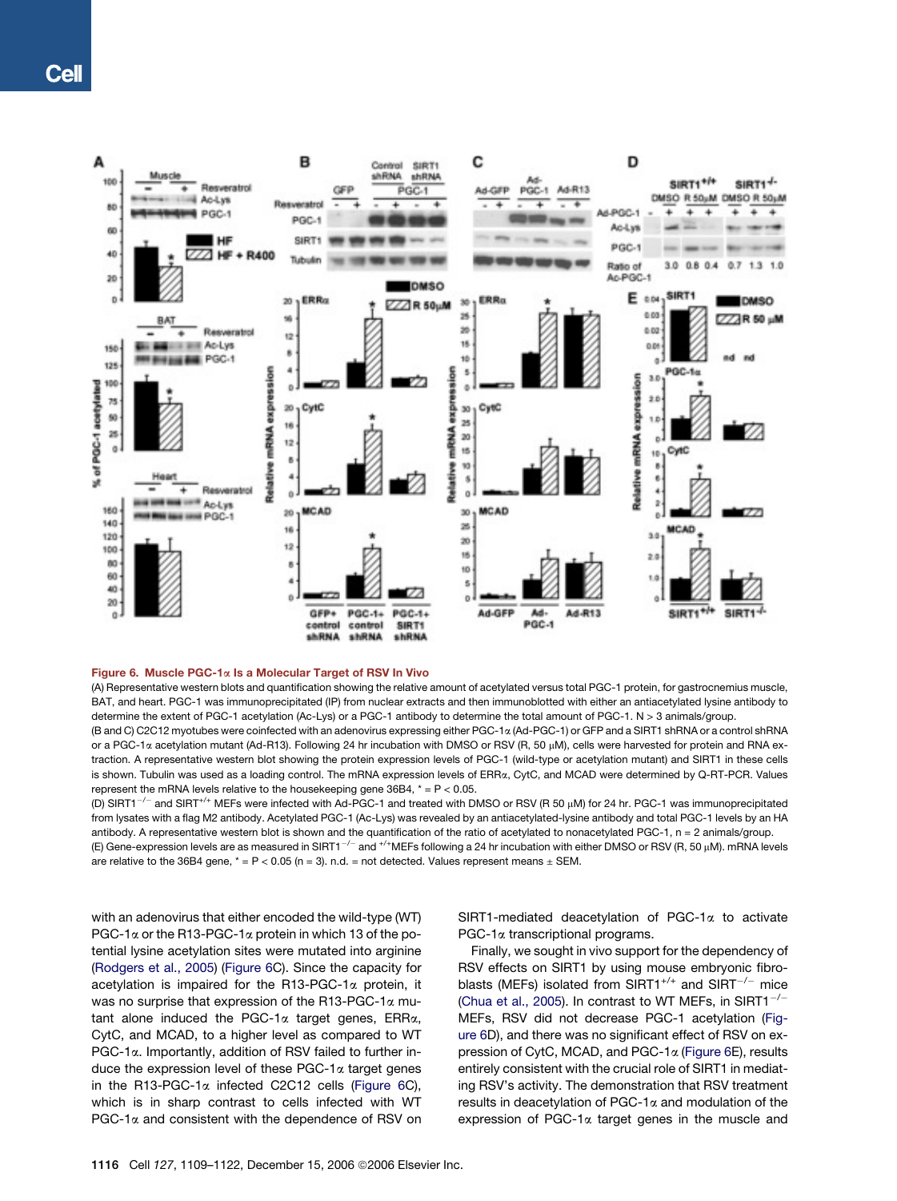**Figure 6. Muscle PGC-1α Is a Molecular Target of RSV In Vivo**

(A) Representative western blots and quantification showing the relative amount of acetylated versus total PGC-1 protein, for gastrocnemius muscle, BAT, and heart. PGC-1 was immunoprecipitated (IP) from nuclear extracts and then immunoblotted with either an antiacetylated lysine antibody to determine the extent of PGC-1 acetylation (Ac-Lys) or a PGC-1 antibody to determine the total amount of PGC-1. N > 3 animals/group.

(B and C) C2C12 myotubes were coinfected with an adenovirus expressing either PGC-1α (Ad-PGC-1) or GFP and a SIRT1 shRNA or a control shRNA or a PGC-1α acetylation mutant (Ad-R13). Following 24 hr incubation with DMSO or RSV (R, 50 μM), cells were harvested for protein and RNA extraction. A representative western blot showing the protein expression levels of PGC-1 (wild-type or acetylation mutant) and SIRT1 in these cells is shown. Tubulin was used as a loading control. The mRNA expression levels of ERRα, CytC, and MCAD were determined by Q-RT-PCR. Values represent the mRNA levels relative to the housekeeping gene 36B4, * = P < 0.05.

(D) SIRT1$^{-/-}$ and SIRT$^{+/+}$ MEFs were infected with Ad-PGC-1 and treated with DMSO or RSV (R 50 μM) for 24 hr. PGC-1 was immunoprecipitated from lysates with a flag M2 antibody. Acetylated PGC-1 (Ac-Lys) was revealed by an antiacetylated-lysine antibody and total PGC-1 levels by an HA antibody. A representative western blot is shown and the quantification of the ratio of acetylated to nonacetylated PGC-1, n = 2 animals/group.

(E) Gene-expression levels are as measured in SIRT1$^{-/-}$ and $^{+/+}$MEFs following a 24 hr incubation with either DMSO or RSV (R, 50 μM). mRNA levels are relative to the 36B4 gene, * = P < 0.05 (n = 3). n.d. = not detected. Values represent means ± SEM.

with an adenovirus that either encoded the wild-type (WT) PGC-1α or the R13-PGC-1α protein in which 13 of the potential lysine acetylation sites were mutated into arginine (Rodgers et al., 2005) (Figure 6C). Since the capacity for acetylation is impaired for the R13-PGC-1α protein, it was no surprise that expression of the R13-PGC-1α mutant alone induced the PGC-1α target genes, ERRα, CytC, and MCAD, to a higher level as compared to WT PGC-1α. Importantly, addition of RSV failed to further induce the expression level of these PGC-1α target genes in the R13-PGC-1α infected C2C12 cells (Figure 6C), which is in sharp contrast to cells infected with WT PGC-1α and consistent with the dependence of RSV on SIRT1-mediated deacetylation of PGC-1α to activate PGC-1α transcriptional programs.

Finally, we sought in vivo support for the dependency of RSV effects on SIRT1 by using mouse embryonic fibroblasts (MEFs) isolated from SIRT1$^{+/+}$ and SIRT$^{-/-}$ mice (Chua et al., 2005). In contrast to WT MEFs, in SIRT1$^{-/-}$ MEFs, RSV did not decrease PGC-1 acetylation (Figure 6D), and there was no significant effect of RSV on expression of CytC, MCAD, and PGC-1α (Figure 6E), results entirely consistent with the crucial role of SIRT1 in mediating RSV's activity. The demonstration that RSV treatment results in deacetylation of PGC-1α and modulation of the expression of PGC-1α target genes in the muscle and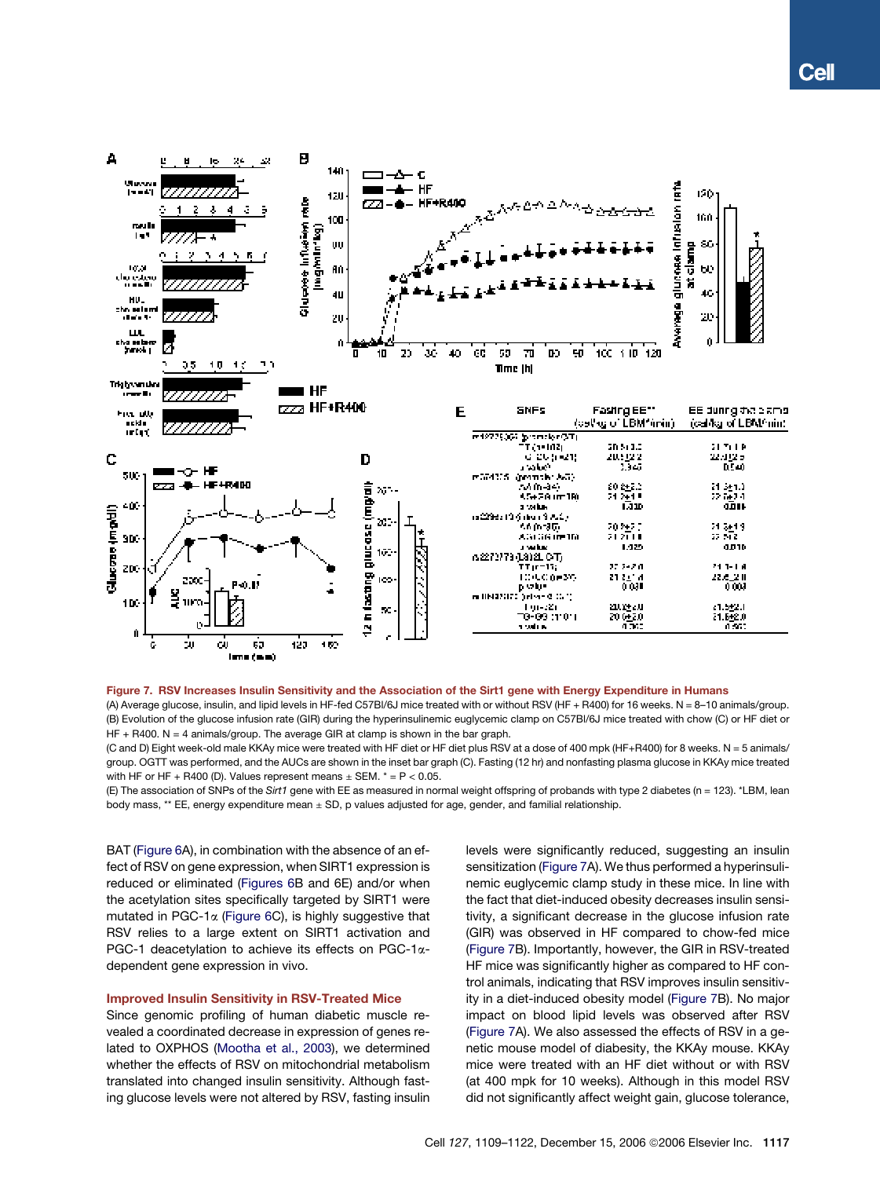**Figure 7. RSV Increases Insulin Sensitivity and the Association of the Sirt1 gene with Energy Expenditure in Humans**

(A) Average glucose, insulin, and lipid levels in HF-fed C57Bl/6J mice treated with or without RSV (HF + R400) for 16 weeks. N = 8–10 animals/group.
(B) Evolution of the glucose infusion rate (GIR) during the hyperinsulinemic euglycemic clamp on C57Bl/6J mice treated with chow (C) or HF diet or HF + R400. N = 4 animals/group. The average GIR at clamp is shown in the bar graph.
(C and D) Eight week-old male KKAy mice were treated with HF diet or HF diet plus RSV at a dose of 400 mpk (HF+R400) for 8 weeks. N = 5 animals/group. OGTT was performed, and the AUCs are shown in the inset bar graph (C). Fasting (12 hr) and nonfasting plasma glucose in KKAy mice treated with HF or HF + R400 (D). Values represent means ± SEM. * = P < 0.05.
(E) The association of SNPs of the *Sirt1* gene with EE as measured in normal weight offspring of probands with type 2 diabetes (n = 123). *LBM, lean body mass, ** EE, energy expenditure mean ± SD, p values adjusted for age, gender, and familial relationship.

BAT (Figure 6A), in combination with the absence of an effect of RSV on gene expression, when SIRT1 expression is reduced or eliminated (Figures 6B and 6E) and/or when the acetylation sites specifically targeted by SIRT1 were mutated in PGC-1α (Figure 6C), is highly suggestive that RSV relies to a large extent on SIRT1 activation and PGC-1 deacetylation to achieve its effects on PGC-1α-dependent gene expression in vivo.

### Improved Insulin Sensitivity in RSV-Treated Mice

Since genomic profiling of human diabetic muscle revealed a coordinated decrease in expression of genes related to OXPHOS (Mootha et al., 2003), we determined whether the effects of RSV on mitochondrial metabolism translated into changed insulin sensitivity. Although fasting glucose levels were not altered by RSV, fasting insulin levels were significantly reduced, suggesting an insulin sensitization (Figure 7A). We thus performed a hyperinsulinemic euglycemic clamp study in these mice. In line with the fact that diet-induced obesity decreases insulin sensitivity, a significant decrease in the glucose infusion rate (GIR) was observed in HF compared to chow-fed mice (Figure 7B). Importantly, however, the GIR in RSV-treated HF mice was significantly higher as compared to HF control animals, indicating that RSV improves insulin sensitivity in a diet-induced obesity model (Figure 7B). No major impact on blood lipid levels was observed after RSV (Figure 7A). We also assessed the effects of RSV in a genetic mouse model of diabesity, the KKAy mouse. KKAy mice were treated with an HF diet without or with RSV (at 400 mpk for 10 weeks). Although in this model RSV did not significantly affect weight gain, glucose tolerance,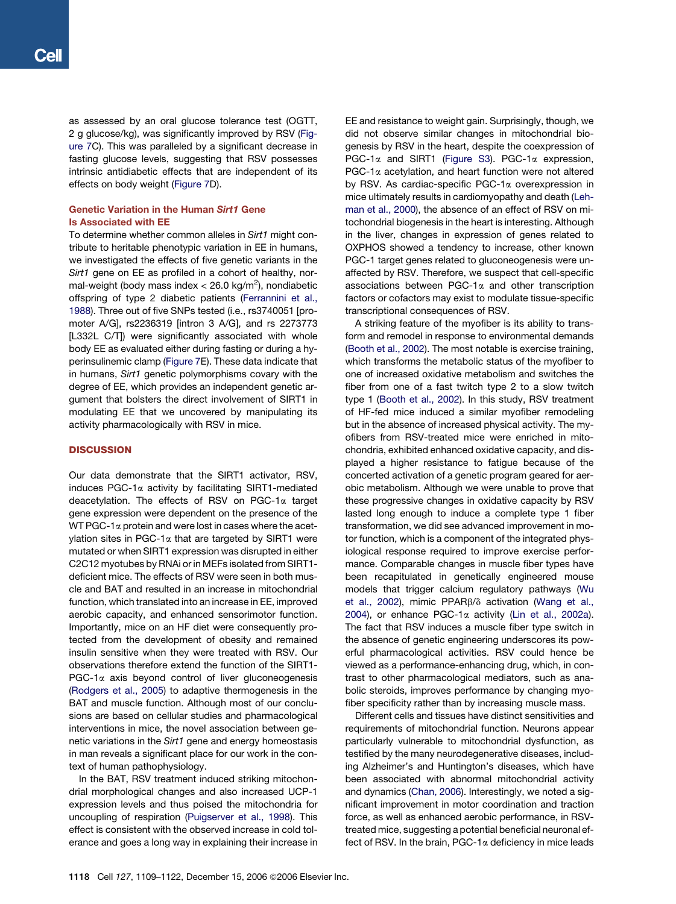as assessed by an oral glucose tolerance test (OGTT, 2 g glucose/kg), was significantly improved by RSV (Figure 7C). This was paralleled by a significant decrease in fasting glucose levels, suggesting that RSV possesses intrinsic antidiabetic effects that are independent of its effects on body weight (Figure 7D).

### Genetic Variation in the Human *Sirt1* Gene Is Associated with EE

To determine whether common alleles in *Sirt1* might contribute to heritable phenotypic variation in EE in humans, we investigated the effects of five genetic variants in the *Sirt1* gene on EE as profiled in a cohort of healthy, normal-weight (body mass index < 26.0 kg/m$^2$), nondiabetic offspring of type 2 diabetic patients (Ferrannini et al., 1988). Three out of five SNPs tested (i.e., rs3740051 [promoter A/G], rs2236319 [intron 3 A/G], and rs 2273773 [L332L C/T]) were significantly associated with whole body EE as evaluated either during fasting or during a hyperinsulinemic clamp (Figure 7E). These data indicate that in humans, *Sirt1* genetic polymorphisms covary with the degree of EE, which provides an independent genetic argument that bolsters the direct involvement of SIRT1 in modulating EE that we uncovered by manipulating its activity pharmacologically with RSV in mice.

## DISCUSSION

Our data demonstrate that the SIRT1 activator, RSV, induces PGC-1α activity by facilitating SIRT1-mediated deacetylation. The effects of RSV on PGC-1α target gene expression were dependent on the presence of the WT PGC-1α protein and were lost in cases where the acetylation sites in PGC-1α that are targeted by SIRT1 were mutated or when SIRT1 expression was disrupted in either C2C12 myotubes by RNAi or in MEFs isolated from SIRT1-deficient mice. The effects of RSV were seen in both muscle and BAT and resulted in an increase in mitochondrial function, which translated into an increase in EE, improved aerobic capacity, and enhanced sensorimotor function. Importantly, mice on an HF diet were consequently protected from the development of obesity and remained insulin sensitive when they were treated with RSV. Our observations therefore extend the function of the SIRT1-PGC-1α axis beyond control of liver gluconeogenesis (Rodgers et al., 2005) to adaptive thermogenesis in the BAT and muscle function. Although most of our conclusions are based on cellular studies and pharmacological interventions in mice, the novel association between genetic variations in the *Sirt1* gene and energy homeostasis in man reveals a significant place for our work in the context of human pathophysiology.

In the BAT, RSV treatment induced striking mitochondrial morphological changes and also increased UCP-1 expression levels and thus poised the mitochondria for uncoupling of respiration (Puigserver et al., 1998). This effect is consistent with the observed increase in cold tolerance and goes a long way in explaining their increase in EE and resistance to weight gain. Surprisingly, though, we did not observe similar changes in mitochondrial biogenesis by RSV in the heart, despite the coexpression of PGC-1α and SIRT1 (Figure S3). PGC-1α expression, PGC-1α acetylation, and heart function were not altered by RSV. As cardiac-specific PGC-1α overexpression in mice ultimately results in cardiomyopathy and death (Lehman et al., 2000), the absence of an effect of RSV on mitochondrial biogenesis in the heart is interesting. Although in the liver, changes in expression of genes related to OXPHOS showed a tendency to increase, other known PGC-1 target genes related to gluconeogenesis were unaffected by RSV. Therefore, we suspect that cell-specific associations between PGC-1α and other transcription factors or cofactors may exist to modulate tissue-specific transcriptional consequences of RSV.

A striking feature of the myofiber is its ability to transform and remodel in response to environmental demands (Booth et al., 2002). The most notable is exercise training, which transforms the metabolic status of the myofiber to one of increased oxidative metabolism and switches the fiber from one of a fast twitch type 2 to a slow twitch type 1 (Booth et al., 2002). In this study, RSV treatment of HF-fed mice induced a similar myofiber remodeling but in the absence of increased physical activity. The myofibers from RSV-treated mice were enriched in mitochondria, exhibited enhanced oxidative capacity, and displayed a higher resistance to fatigue because of the concerted activation of a genetic program geared for aerobic metabolism. Although we were unable to prove that these progressive changes in oxidative capacity by RSV lasted long enough to induce a complete type 1 fiber transformation, we did see advanced improvement in motor function, which is a component of the integrated physiological response required to improve exercise performance. Comparable changes in muscle fiber types have been recapitulated in genetically engineered mouse models that trigger calcium regulatory pathways (Wu et al., 2002), mimic PPARβ/δ activation (Wang et al., 2004), or enhance PGC-1α activity (Lin et al., 2002a). The fact that RSV induces a muscle fiber type switch in the absence of genetic engineering underscores its powerful pharmacological activities. RSV could hence be viewed as a performance-enhancing drug, which, in contrast to other pharmacological mediators, such as anabolic steroids, improves performance by changing myofiber specificity rather than by increasing muscle mass.

Different cells and tissues have distinct sensitivities and requirements of mitochondrial function. Neurons appear particularly vulnerable to mitochondrial dysfunction, as testified by the many neurodegenerative diseases, including Alzheimer's and Huntington's diseases, which have been associated with abnormal mitochondrial activity and dynamics (Chan, 2006). Interestingly, we noted a significant improvement in motor coordination and traction force, as well as enhanced aerobic performance, in RSV-treated mice, suggesting a potential beneficial neuronal effect of RSV. In the brain, PGC-1α deficiency in mice leads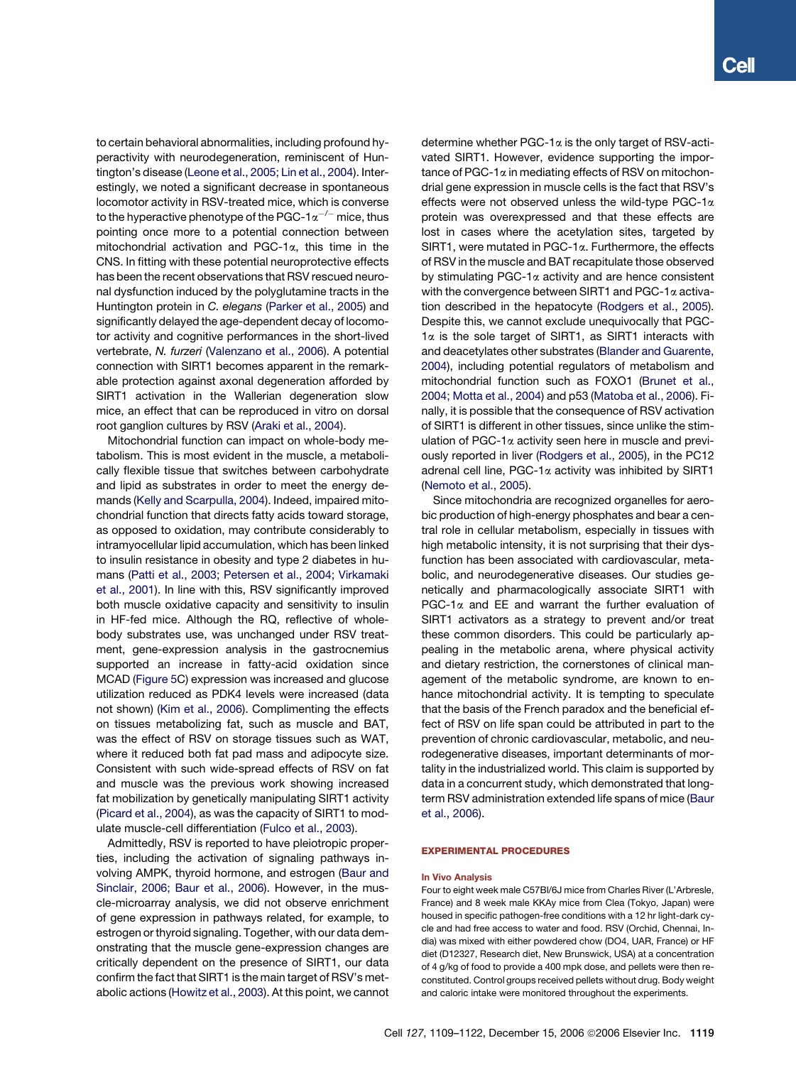to certain behavioral abnormalities, including profound hyperactivity with neurodegeneration, reminiscent of Huntington's disease (Leone et al., 2005; Lin et al., 2004). Interestingly, we noted a significant decrease in spontaneous locomotor activity in RSV-treated mice, which is converse to the hyperactive phenotype of the PGC-1$\alpha^{-/-}$ mice, thus pointing once more to a potential connection between mitochondrial activation and PGC-1$\alpha$, this time in the CNS. In fitting with these potential neuroprotective effects has been the recent observations that RSV rescued neuronal dysfunction induced by the polyglutamine tracts in the Huntington protein in *C. elegans* (Parker et al., 2005) and significantly delayed the age-dependent decay of locomotor activity and cognitive performances in the short-lived vertebrate, *N. furzeri* (Valenzano et al., 2006). A potential connection with SIRT1 becomes apparent in the remarkable protection against axonal degeneration afforded by SIRT1 activation in the Wallerian degeneration slow mice, an effect that can be reproduced in vitro on dorsal root ganglion cultures by RSV (Araki et al., 2004).

Mitochondrial function can impact on whole-body metabolism. This is most evident in the muscle, a metabolically flexible tissue that switches between carbohydrate and lipid as substrates in order to meet the energy demands (Kelly and Scarpulla, 2004). Indeed, impaired mitochondrial function that directs fatty acids toward storage, as opposed to oxidation, may contribute considerably to intramyocellular lipid accumulation, which has been linked to insulin resistance in obesity and type 2 diabetes in humans (Patti et al., 2003; Petersen et al., 2004; Virkamaki et al., 2001). In line with this, RSV significantly improved both muscle oxidative capacity and sensitivity to insulin in HF-fed mice. Although the RQ, reflective of whole-body substrates use, was unchanged under RSV treatment, gene-expression analysis in the gastrocnemius supported an increase in fatty-acid oxidation since MCAD (Figure 5C) expression was increased and glucose utilization reduced as PDK4 levels were increased (data not shown) (Kim et al., 2006). Complimenting the effects on tissues metabolizing fat, such as muscle and BAT, was the effect of RSV on storage tissues such as WAT, where it reduced both fat pad mass and adipocyte size. Consistent with such wide-spread effects of RSV on fat and muscle was the previous work showing increased fat mobilization by genetically manipulating SIRT1 activity (Picard et al., 2004), as was the capacity of SIRT1 to modulate muscle-cell differentiation (Fulco et al., 2003).

Admittedly, RSV is reported to have pleiotropic properties, including the activation of signaling pathways involving AMPK, thyroid hormone, and estrogen (Baur and Sinclair, 2006; Baur et al., 2006). However, in the muscle-microarray analysis, we did not observe enrichment of gene expression in pathways related, for example, to estrogen or thyroid signaling. Together, with our data demonstrating that the muscle gene-expression changes are critically dependent on the presence of SIRT1, our data confirm the fact that SIRT1 is the main target of RSV's metabolic actions (Howitz et al., 2003). At this point, we cannot determine whether PGC-1$\alpha$ is the only target of RSV-activated SIRT1. However, evidence supporting the importance of PGC-1$\alpha$ in mediating effects of RSV on mitochondrial gene expression in muscle cells is the fact that RSV's effects were not observed unless the wild-type PGC-1$\alpha$ protein was overexpressed and that these effects are lost in cases where the acetylation sites, targeted by SIRT1, were mutated in PGC-1$\alpha$. Furthermore, the effects of RSV in the muscle and BAT recapitulate those observed by stimulating PGC-1$\alpha$ activity and are hence consistent with the convergence between SIRT1 and PGC-1$\alpha$ activation described in the hepatocyte (Rodgers et al., 2005). Despite this, we cannot exclude unequivocally that PGC-1$\alpha$ is the sole target of SIRT1, as SIRT1 interacts with and deacetylates other substrates (Blander and Guarente, 2004), including potential regulators of metabolism and mitochondrial function such as FOXO1 (Brunet et al., 2004; Motta et al., 2004) and p53 (Matoba et al., 2006). Finally, it is possible that the consequence of RSV activation of SIRT1 is different in other tissues, since unlike the stimulation of PGC-1$\alpha$ activity seen here in muscle and previously reported in liver (Rodgers et al., 2005), in the PC12 adrenal cell line, PGC-1$\alpha$ activity was inhibited by SIRT1 (Nemoto et al., 2005).

Since mitochondria are recognized organelles for aerobic production of high-energy phosphates and bear a central role in cellular metabolism, especially in tissues with high metabolic intensity, it is not surprising that their dysfunction has been associated with cardiovascular, metabolic, and neurodegenerative diseases. Our studies genetically and pharmacologically associate SIRT1 with PGC-1$\alpha$ and EE and warrant the further evaluation of SIRT1 activators as a strategy to prevent and/or treat these common disorders. This could be particularly appealing in the metabolic arena, where physical activity and dietary restriction, the cornerstones of clinical management of the metabolic syndrome, are known to enhance mitochondrial activity. It is tempting to speculate that the basis of the French paradox and the beneficial effect of RSV on life span could be attributed in part to the prevention of chronic cardiovascular, metabolic, and neurodegenerative diseases, important determinants of mortality in the industrialized world. This claim is supported by data in a concurrent study, which demonstrated that long-term RSV administration extended life spans of mice (Baur et al., 2006).

## EXPERIMENTAL PROCEDURES

### In Vivo Analysis

Four to eight week male C57Bl/6J mice from Charles River (L'Arbresle, France) and 8 week male KKAy mice from Clea (Tokyo, Japan) were housed in specific pathogen-free conditions with a 12 hr light-dark cycle and had free access to water and food. RSV (Orchid, Chennai, India) was mixed with either powdered chow (DO4, UAR, France) or HF diet (D12327, Research diet, New Brunswick, USA) at a concentration of 4 g/kg of food to provide a 400 mpk dose, and pellets were then reconstituted. Control groups received pellets without drug. Body weight and caloric intake were monitored throughout the experiments.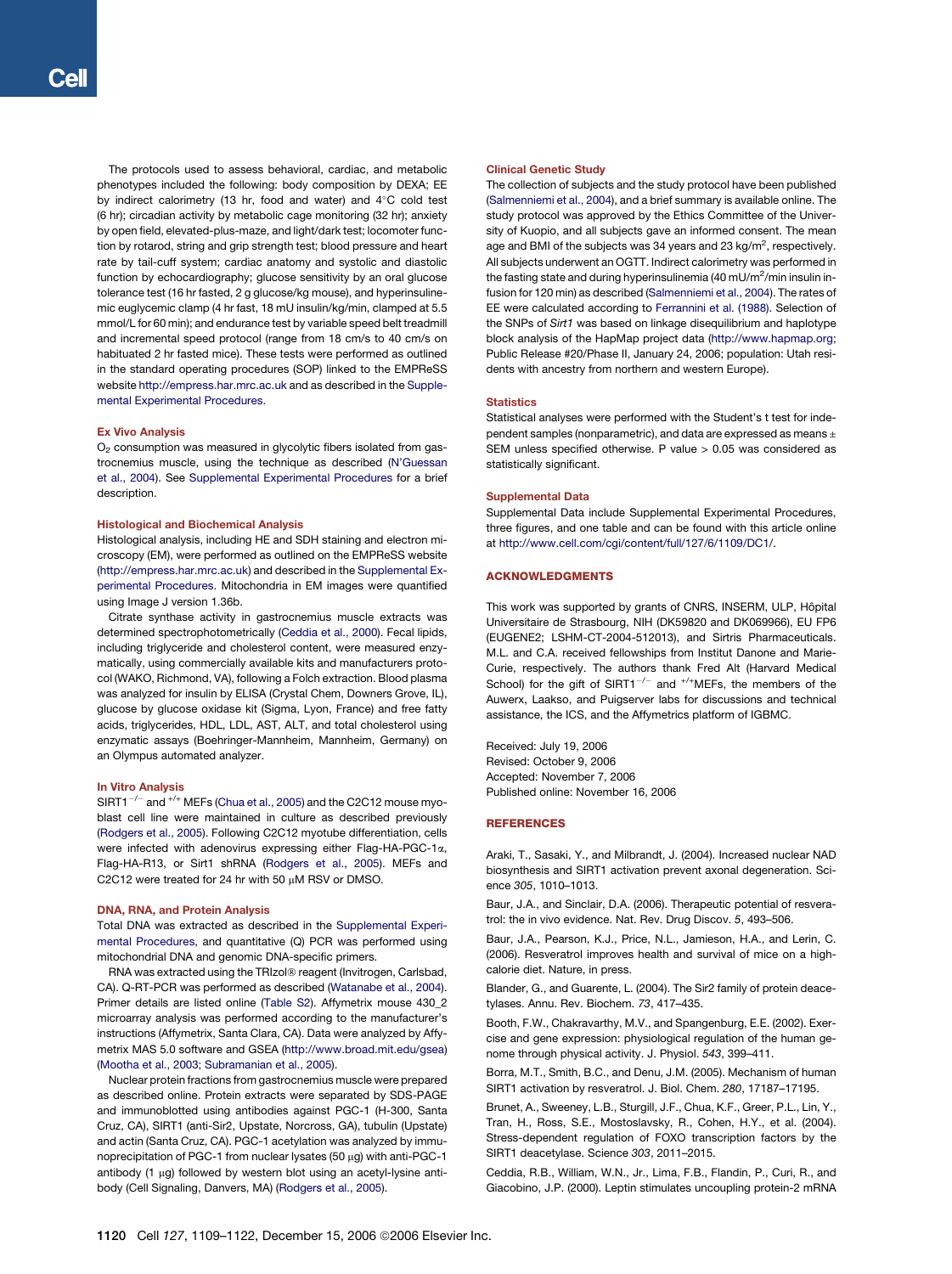The protocols used to assess behavioral, cardiac, and metabolic phenotypes included the following: body composition by DEXA; EE by indirect calorimetry (13 hr, food and water) and 4°C cold test (6 hr); circadian activity by metabolic cage monitoring (32 hr); anxiety by open field, elevated-plus-maze, and light/dark test; locomoter function by rotarod, string and grip strength test; blood pressure and heart rate by tail-cuff system; cardiac anatomy and systolic and diastolic function by echocardiography; glucose sensitivity by an oral glucose tolerance test (16 hr fasted, 2 g glucose/kg mouse), and hyperinsulinemic euglycemic clamp (4 hr fast, 18 mU insulin/kg/min, clamped at 5.5 mmol/L for 60 min); and endurance test by variable speed belt treadmill and incremental speed protocol (range from 18 cm/s to 40 cm/s on habituated 2 hr fasted mice). These tests were performed as outlined in the standard operating procedures (SOP) linked to the EMPReSS website http://empress.har.mrc.ac.uk and as described in the Supplemental Experimental Procedures.

### Ex Vivo Analysis

$O_2$ consumption was measured in glycolytic fibers isolated from gastrocnemius muscle, using the technique as described (N'Guessan et al., 2004). See Supplemental Experimental Procedures for a brief description.

### Histological and Biochemical Analysis

Histological analysis, including HE and SDH staining and electron microscopy (EM), were performed as outlined on the EMPReSS website (http://empress.har.mrc.ac.uk) and described in the Supplemental Experimental Procedures. Mitochondria in EM images were quantified using Image J version 1.36b.

Citrate synthase activity in gastrocnemius muscle extracts was determined spectrophotometrically (Ceddia et al., 2000). Fecal lipids, including triglyceride and cholesterol content, were measured enzymatically, using commercially available kits and manufacturers protocol (WAKO, Richmond, VA), following a Folch extraction. Blood plasma was analyzed for insulin by ELISA (Crystal Chem, Downers Grove, IL), glucose by glucose oxidase kit (Sigma, Lyon, France) and free fatty acids, triglycerides, HDL, LDL, AST, ALT, and total cholesterol using enzymatic assays (Boehringer-Mannheim, Mannheim, Germany) on an Olympus automated analyzer.

### In Vitro Analysis

SIRT1$^{-/-}$ and $^{+/+}$ MEFs (Chua et al., 2005) and the C2C12 mouse myoblast cell line were maintained in culture as described previously (Rodgers et al., 2005). Following C2C12 myotube differentiation, cells were infected with adenovirus expressing either Flag-HA-PGC-1$\alpha$, Flag-HA-R13, or Sirt1 shRNA (Rodgers et al., 2005). MEFs and C2C12 were treated for 24 hr with 50 $\mu$M RSV or DMSO.

### DNA, RNA, and Protein Analysis

Total DNA was extracted as described in the Supplemental Experimental Procedures, and quantitative (Q) PCR was performed using mitochondrial DNA and genomic DNA-specific primers.

RNA was extracted using the TRIzol® reagent (Invitrogen, Carlsbad, CA). Q-RT-PCR was performed as described (Watanabe et al., 2004). Primer details are listed online (Table S2). Affymetrix mouse 430_2 microarray analysis was performed according to the manufacturer's instructions (Affymetrix, Santa Clara, CA). Data were analyzed by Affymetrix MAS 5.0 software and GSEA (http://www.broad.mit.edu/gsea) (Mootha et al., 2003; Subramanian et al., 2005).

Nuclear protein fractions from gastrocnemius muscle were prepared as described online. Protein extracts were separated by SDS-PAGE and immunoblotted using antibodies against PGC-1 (H-300, Santa Cruz, CA), SIRT1 (anti-Sir2, Upstate, Norcross, GA), tubulin (Upstate) and actin (Santa Cruz, CA). PGC-1 acetylation was analyzed by immunoprecipitation of PGC-1 from nuclear lysates (50 $\mu$g) with anti-PGC-1 antibody (1 $\mu$g) followed by western blot using an acetyl-lysine antibody (Cell Signaling, Danvers, MA) (Rodgers et al., 2005).

### Clinical Genetic Study

The collection of subjects and the study protocol have been published (Salmenniemi et al., 2004), and a brief summary is available online. The study protocol was approved by the Ethics Committee of the University of Kuopio, and all subjects gave an informed consent. The mean age and BMI of the subjects was 34 years and 23 kg/m$^2$, respectively. All subjects underwent an OGTT. Indirect calorimetry was performed in the fasting state and during hyperinsulinemia (40 mU/m$^2$/min insulin infusion for 120 min) as described (Salmenniemi et al., 2004). The rates of EE were calculated according to Ferrannini et al. (1988). Selection of the SNPs of *Sirt1* was based on linkage disequilibrium and haplotype block analysis of the HapMap project data (http://www.hapmap.org; Public Release #20/Phase II, January 24, 2006; population: Utah residents with ancestry from northern and western Europe).

### Statistics

Statistical analyses were performed with the Student's t test for independent samples (nonparametric), and data are expressed as means ± SEM unless specified otherwise. P value > 0.05 was considered as statistically significant.

### Supplemental Data

Supplemental Data include Supplemental Experimental Procedures, three figures, and one table and can be found with this article online at http://www.cell.com/cgi/content/full/127/6/1109/DC1/.

## ACKNOWLEDGMENTS

This work was supported by grants of CNRS, INSERM, ULP, Hôpital Universitaire de Strasbourg, NIH (DK59820 and DK069966), EU FP6 (EUGENE2; LSHM-CT-2004-512013), and Sirtris Pharmaceuticals. M.L. and C.A. received fellowships from Institut Danone and Marie-Curie, respectively. The authors thank Fred Alt (Harvard Medical School) for the gift of SIRT1$^{-/-}$ and $^{+/+}$MEFs, the members of the Auwerx, Laakso, and Puigserver labs for discussions and technical assistance, the ICS, and the Affymetrics platform of IGBMC.

Received: July 19, 2006
Revised: October 9, 2006
Accepted: November 7, 2006
Published online: November 16, 2006

## REFERENCES

Araki, T., Sasaki, Y., and Milbrandt, J. (2004). Increased nuclear NAD biosynthesis and SIRT1 activation prevent axonal degeneration. Science *305*, 1010–1013.

Baur, J.A., and Sinclair, D.A. (2006). Therapeutic potential of resveratrol: the in vivo evidence. Nat. Rev. Drug Discov. *5*, 493–506.

Baur, J.A., Pearson, K.J., Price, N.L., Jamieson, H.A., and Lerin, C. (2006). Resveratrol improves health and survival of mice on a high-calorie diet. Nature, in press.

Blander, G., and Guarente, L. (2004). The Sir2 family of protein deacetylases. Annu. Rev. Biochem. *73*, 417–435.

Booth, F.W., Chakravarthy, M.V., and Spangenburg, E.E. (2002). Exercise and gene expression: physiological regulation of the human genome through physical activity. J. Physiol. *543*, 399–411.

Borra, M.T., Smith, B.C., and Denu, J.M. (2005). Mechanism of human SIRT1 activation by resveratrol. J. Biol. Chem. *280*, 17187–17195.

Brunet, A., Sweeney, L.B., Sturgill, J.F., Chua, K.F., Greer, P.L., Lin, Y., Tran, H., Ross, S.E., Mostoslavsky, R., Cohen, H.Y., et al. (2004). Stress-dependent regulation of FOXO transcription factors by the SIRT1 deacetylase. Science *303*, 2011–2015.

Ceddia, R.B., William, W.N., Jr., Lima, F.B., Flandin, P., Curi, R., and Giacobino, J.P. (2000). Leptin stimulates uncoupling protein-2 mRNA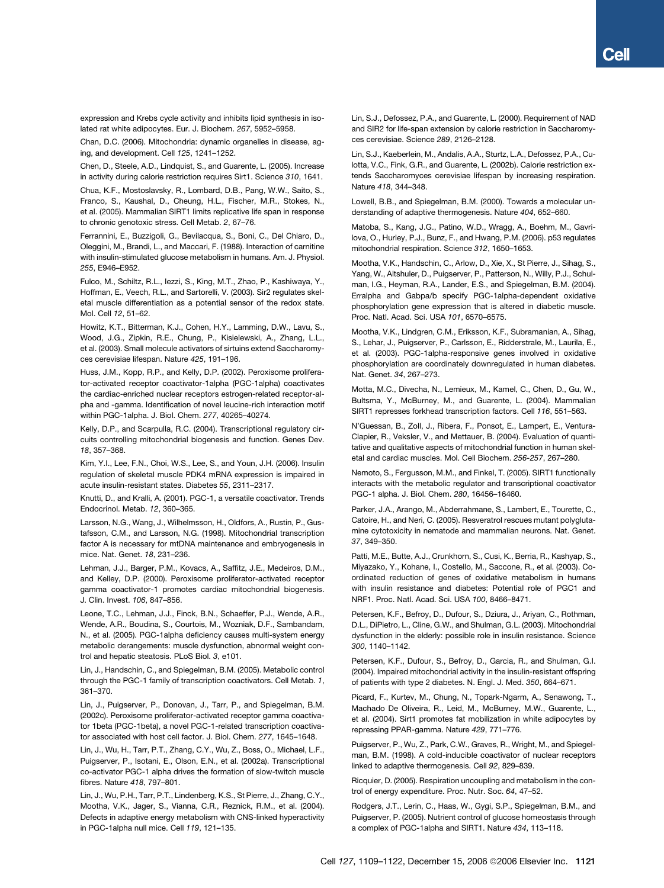expression and Krebs cycle activity and inhibits lipid synthesis in isolated rat white adipocytes. Eur. J. Biochem. *267*, 5952–5958.

Chan, D.C. (2006). Mitochondria: dynamic organelles in disease, aging, and development. Cell *125*, 1241–1252.

Chen, D., Steele, A.D., Lindquist, S., and Guarente, L. (2005). Increase in activity during calorie restriction requires Sirt1. Science *310*, 1641.

Chua, K.F., Mostoslavsky, R., Lombard, D.B., Pang, W.W., Saito, S., Franco, S., Kaushal, D., Cheung, H.L., Fischer, M.R., Stokes, N., et al. (2005). Mammalian SIRT1 limits replicative life span in response to chronic genotoxic stress. Cell Metab. *2*, 67–76.

Ferrannini, E., Buzzigoli, G., Bevilacqua, S., Boni, C., Del Chiaro, D., Oleggini, M., Brandi, L., and Maccari, F. (1988). Interaction of carnitine with insulin-stimulated glucose metabolism in humans. Am. J. Physiol. *255*, E946–E952.

Fulco, M., Schiltz, R.L., Iezzi, S., King, M.T., Zhao, P., Kashiwaya, Y., Hoffman, E., Veech, R.L., and Sartorelli, V. (2003). Sir2 regulates skeletal muscle differentiation as a potential sensor of the redox state. Mol. Cell *12*, 51–62.

Howitz, K.T., Bitterman, K.J., Cohen, H.Y., Lamming, D.W., Lavu, S., Wood, J.G., Zipkin, R.E., Chung, P., Kisielewski, A., Zhang, L.L., et al. (2003). Small molecule activators of sirtuins extend Saccharomyces cerevisiae lifespan. Nature *425*, 191–196.

Huss, J.M., Kopp, R.P., and Kelly, D.P. (2002). Peroxisome proliferator-activated receptor coactivator-1alpha (PGC-1alpha) coactivates the cardiac-enriched nuclear receptors estrogen-related receptor-alpha and -gamma. Identification of novel leucine-rich interaction motif within PGC-1alpha. J. Biol. Chem. *277*, 40265–40274.

Kelly, D.P., and Scarpulla, R.C. (2004). Transcriptional regulatory circuits controlling mitochondrial biogenesis and function. Genes Dev. *18*, 357–368.

Kim, Y.I., Lee, F.N., Choi, W.S., Lee, S., and Youn, J.H. (2006). Insulin regulation of skeletal muscle PDK4 mRNA expression is impaired in acute insulin-resistant states. Diabetes *55*, 2311–2317.

Knutti, D., and Kralli, A. (2001). PGC-1, a versatile coactivator. Trends Endocrinol. Metab. *12*, 360–365.

Larsson, N.G., Wang, J., Wilhelmsson, H., Oldfors, A., Rustin, P., Gustafsson, C.M., and Larsson, N.G. (1998). Mitochondrial transcription factor A is necessary for mtDNA maintenance and embryogenesis in mice. Nat. Genet. *18*, 231–236.

Lehman, J.J., Barger, P.M., Kovacs, A., Saffitz, J.E., Medeiros, D.M., and Kelley, D.P. (2000). Peroxisome proliferator-activated receptor gamma coactivator-1 promotes cardiac mitochondrial biogenesis. J. Clin. Invest. *106*, 847–856.

Leone, T.C., Lehman, J.J., Finck, B.N., Schaeffer, P.J., Wende, A.R., Wende, A.R., Boudina, S., Courtois, M., Wozniak, D.F., Sambandam, N., et al. (2005). PGC-1alpha deficiency causes multi-system energy metabolic derangements: muscle dysfunction, abnormal weight control and hepatic steatosis. PLoS Biol. *3*, e101.

Lin, J., Handschin, C., and Spiegelman, B.M. (2005). Metabolic control through the PGC-1 family of transcription coactivators. Cell Metab. *1*, 361–370.

Lin, J., Puigserver, P., Donovan, J., Tarr, P., and Spiegelman, B.M. (2002c). Peroxisome proliferator-activated receptor gamma coactivator 1beta (PGC-1beta), a novel PGC-1-related transcription coactivator associated with host cell factor. J. Biol. Chem. *277*, 1645–1648.

Lin, J., Wu, H., Tarr, P.T., Zhang, C.Y., Wu, Z., Boss, O., Michael, L.F., Puigserver, P., Isotani, E., Olson, E.N., et al. (2002a). Transcriptional co-activator PGC-1 alpha drives the formation of slow-twitch muscle fibres. Nature *418*, 797–801.

Lin, J., Wu, P.H., Tarr, P.T., Lindenberg, K.S., St Pierre, J., Zhang, C.Y., Mootha, V.K., Jager, S., Vianna, C.R., Reznick, R.M., et al. (2004). Defects in adaptive energy metabolism with CNS-linked hyperactivity in PGC-1alpha null mice. Cell *119*, 121–135.

Lin, S.J., Defossez, P.A., and Guarente, L. (2000). Requirement of NAD and SIR2 for life-span extension by calorie restriction in Saccharomyces cerevisiae. Science *289*, 2126–2128.

Lin, S.J., Kaeberlein, M., Andalis, A.A., Sturtz, L.A., Defossez, P.A., Culotta, V.C., Fink, G.R., and Guarente, L. (2002b). Calorie restriction extends Saccharomyces cerevisiae lifespan by increasing respiration. Nature *418*, 344–348.

Lowell, B.B., and Spiegelman, B.M. (2000). Towards a molecular understanding of adaptive thermogenesis. Nature *404*, 652–660.

Matoba, S., Kang, J.G., Patino, W.D., Wragg, A., Boehm, M., Gavrilova, O., Hurley, P.J., Bunz, F., and Hwang, P.M. (2006). p53 regulates mitochondrial respiration. Science *312*, 1650–1653.

Mootha, V.K., Handschin, C., Arlow, D., Xie, X., St Pierre, J., Sihag, S., Yang, W., Altshuler, D., Puigserver, P., Patterson, N., Willy, P.J., Schulman, I.G., Heyman, R.A., Lander, E.S., and Spiegelman, B.M. (2004). Erralpha and Gabpa/b specify PGC-1alpha-dependent oxidative phosphorylation gene expression that is altered in diabetic muscle. Proc. Natl. Acad. Sci. USA *101*, 6570–6575.

Mootha, V.K., Lindgren, C.M., Eriksson, K.F., Subramanian, A., Sihag, S., Lehar, J., Puigserver, P., Carlsson, E., Ridderstrale, M., Laurila, E., et al. (2003). PGC-1alpha-responsive genes involved in oxidative phosphorylation are coordinately downregulated in human diabetes. Nat. Genet. *34*, 267–273.

Motta, M.C., Divecha, N., Lemieux, M., Kamel, C., Chen, D., Gu, W., Bultsma, Y., McBurney, M., and Guarente, L. (2004). Mammalian SIRT1 represses forkhead transcription factors. Cell *116*, 551–563.

N'Guessan, B., Zoll, J., Ribera, F., Ponsot, E., Lampert, E., Ventura-Clapier, R., Veksler, V., and Mettauer, B. (2004). Evaluation of quantitative and qualitative aspects of mitochondrial function in human skeletal and cardiac muscles. Mol. Cell Biochem. *256-257*, 267–280.

Nemoto, S., Fergusson, M.M., and Finkel, T. (2005). SIRT1 functionally interacts with the metabolic regulator and transcriptional coactivator PGC-1 alpha. J. Biol. Chem. *280*, 16456–16460.

Parker, J.A., Arango, M., Abderrahmane, S., Lambert, E., Tourette, C., Catoire, H., and Neri, C. (2005). Resveratrol rescues mutant polyglutamine cytotoxicity in nematode and mammalian neurons. Nat. Genet. *37*, 349–350.

Patti, M.E., Butte, A.J., Crunkhorn, S., Cusi, K., Berria, R., Kashyap, S., Miyazako, Y., Kohane, I., Costello, M., Saccone, R., et al. (2003). Coordinated reduction of genes of oxidative metabolism in humans with insulin resistance and diabetes: Potential role of PGC1 and NRF1. Proc. Natl. Acad. Sci. USA *100*, 8466–8471.

Petersen, K.F., Befroy, D., Dufour, S., Dziura, J., Ariyan, C., Rothman, D.L., DiPietro, L., Cline, G.W., and Shulman, G.L. (2003). Mitochondrial dysfunction in the elderly: possible role in insulin resistance. Science *300*, 1140–1142.

Petersen, K.F., Dufour, S., Befroy, D., Garcia, R., and Shulman, G.I. (2004). Impaired mitochondrial activity in the insulin-resistant offspring of patients with type 2 diabetes. N. Engl. J. Med. *350*, 664–671.

Picard, F., Kurtev, M., Chung, N., Topark-Ngarm, A., Senawong, T., Machado De Oliveira, R., Leid, M., McBurney, M.W., Guarente, L., et al. (2004). Sirt1 promotes fat mobilization in white adipocytes by repressing PPAR-gamma. Nature *429*, 771–776.

Puigserver, P., Wu, Z., Park, C.W., Graves, R., Wright, M., and Spiegelman, B.M. (1998). A cold-inducible coactivator of nuclear receptors linked to adaptive thermogenesis. Cell *92*, 829–839.

Ricquier, D. (2005). Respiration uncoupling and metabolism in the control of energy expenditure. Proc. Nutr. Soc. *64*, 47–52.

Rodgers, J.T., Lerin, C., Haas, W., Gygi, S.P., Spiegelman, B.M., and Puigserver, P. (2005). Nutrient control of glucose homeostasis through a complex of PGC-1alpha and SIRT1. Nature *434*, 113–118.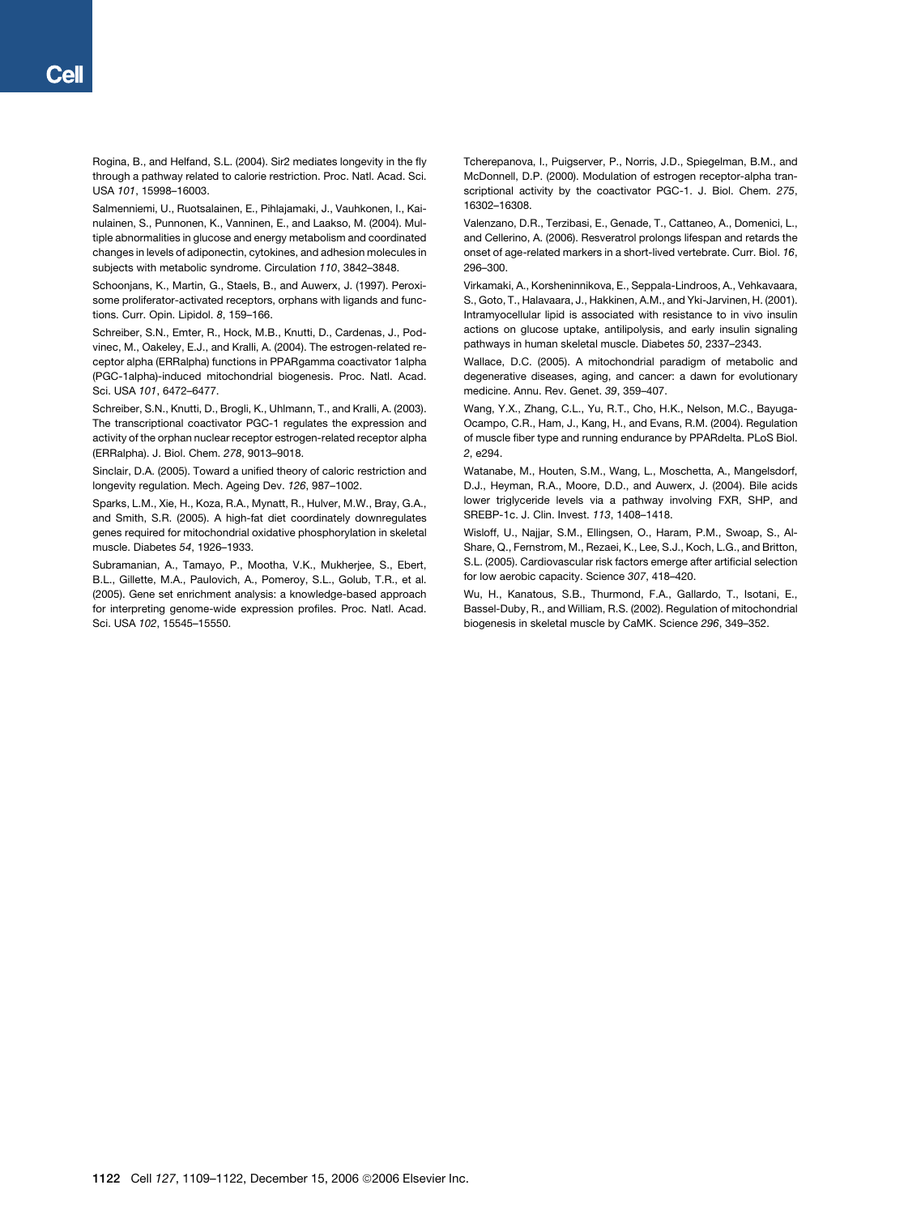Rogina, B., and Helfand, S.L. (2004). Sir2 mediates longevity in the fly through a pathway related to calorie restriction. Proc. Natl. Acad. Sci. USA *101*, 15998–16003.

Salmenniemi, U., Ruotsalainen, E., Pihlajamaki, J., Vauhkonen, I., Kainulainen, S., Punnonen, K., Vanninen, E., and Laakso, M. (2004). Multiple abnormalities in glucose and energy metabolism and coordinated changes in levels of adiponectin, cytokines, and adhesion molecules in subjects with metabolic syndrome. Circulation *110*, 3842–3848.

Schoonjans, K., Martin, G., Staels, B., and Auwerx, J. (1997). Peroxisome proliferator-activated receptors, orphans with ligands and functions. Curr. Opin. Lipidol. *8*, 159–166.

Schreiber, S.N., Emter, R., Hock, M.B., Knutti, D., Cardenas, J., Podvinec, M., Oakeley, E.J., and Kralli, A. (2004). The estrogen-related receptor alpha (ERRalpha) functions in PPARgamma coactivator 1alpha (PGC-1alpha)-induced mitochondrial biogenesis. Proc. Natl. Acad. Sci. USA *101*, 6472–6477.

Schreiber, S.N., Knutti, D., Brogli, K., Uhlmann, T., and Kralli, A. (2003). The transcriptional coactivator PGC-1 regulates the expression and activity of the orphan nuclear receptor estrogen-related receptor alpha (ERRalpha). J. Biol. Chem. *278*, 9013–9018.

Sinclair, D.A. (2005). Toward a unified theory of caloric restriction and longevity regulation. Mech. Ageing Dev. *126*, 987–1002.

Sparks, L.M., Xie, H., Koza, R.A., Mynatt, R., Hulver, M.W., Bray, G.A., and Smith, S.R. (2005). A high-fat diet coordinately downregulates genes required for mitochondrial oxidative phosphorylation in skeletal muscle. Diabetes *54*, 1926–1933.

Subramanian, A., Tamayo, P., Mootha, V.K., Mukherjee, S., Ebert, B.L., Gillette, M.A., Paulovich, A., Pomeroy, S.L., Golub, T.R., et al. (2005). Gene set enrichment analysis: a knowledge-based approach for interpreting genome-wide expression profiles. Proc. Natl. Acad. Sci. USA *102*, 15545–15550.

Tcherepanova, I., Puigserver, P., Norris, J.D., Spiegelman, B.M., and McDonnell, D.P. (2000). Modulation of estrogen receptor-alpha transcriptional activity by the coactivator PGC-1. J. Biol. Chem. *275*, 16302–16308.

Valenzano, D.R., Terzibasi, E., Genade, T., Cattaneo, A., Domenici, L., and Cellerino, A. (2006). Resveratrol prolongs lifespan and retards the onset of age-related markers in a short-lived vertebrate. Curr. Biol. *16*, 296–300.

Virkamaki, A., Korsheninnikova, E., Seppala-Lindroos, A., Vehkavaara, S., Goto, T., Halavaara, J., Hakkinen, A.M., and Yki-Jarvinen, H. (2001). Intramyocellular lipid is associated with resistance to in vivo insulin actions on glucose uptake, antilipolysis, and early insulin signaling pathways in human skeletal muscle. Diabetes *50*, 2337–2343.

Wallace, D.C. (2005). A mitochondrial paradigm of metabolic and degenerative diseases, aging, and cancer: a dawn for evolutionary medicine. Annu. Rev. Genet. *39*, 359–407.

Wang, Y.X., Zhang, C.L., Yu, R.T., Cho, H.K., Nelson, M.C., Bayuga-Ocampo, C.R., Ham, J., Kang, H., and Evans, R.M. (2004). Regulation of muscle fiber type and running endurance by PPARdelta. PLoS Biol. *2*, e294.

Watanabe, M., Houten, S.M., Wang, L., Moschetta, A., Mangelsdorf, D.J., Heyman, R.A., Moore, D.D., and Auwerx, J. (2004). Bile acids lower triglyceride levels via a pathway involving FXR, SHP, and SREBP-1c. J. Clin. Invest. *113*, 1408–1418.

Wisloff, U., Najjar, S.M., Ellingsen, O., Haram, P.M., Swoap, S., Al-Share, Q., Fernstrom, M., Rezaei, K., Lee, S.J., Koch, L.G., and Britton, S.L. (2005). Cardiovascular risk factors emerge after artificial selection for low aerobic capacity. Science *307*, 418–420.

Wu, H., Kanatous, S.B., Thurmond, F.A., Gallardo, T., Isotani, E., Bassel-Duby, R., and William, R.S. (2002). Regulation of mitochondrial biogenesis in skeletal muscle by CaMK. Science *296*, 349–352.